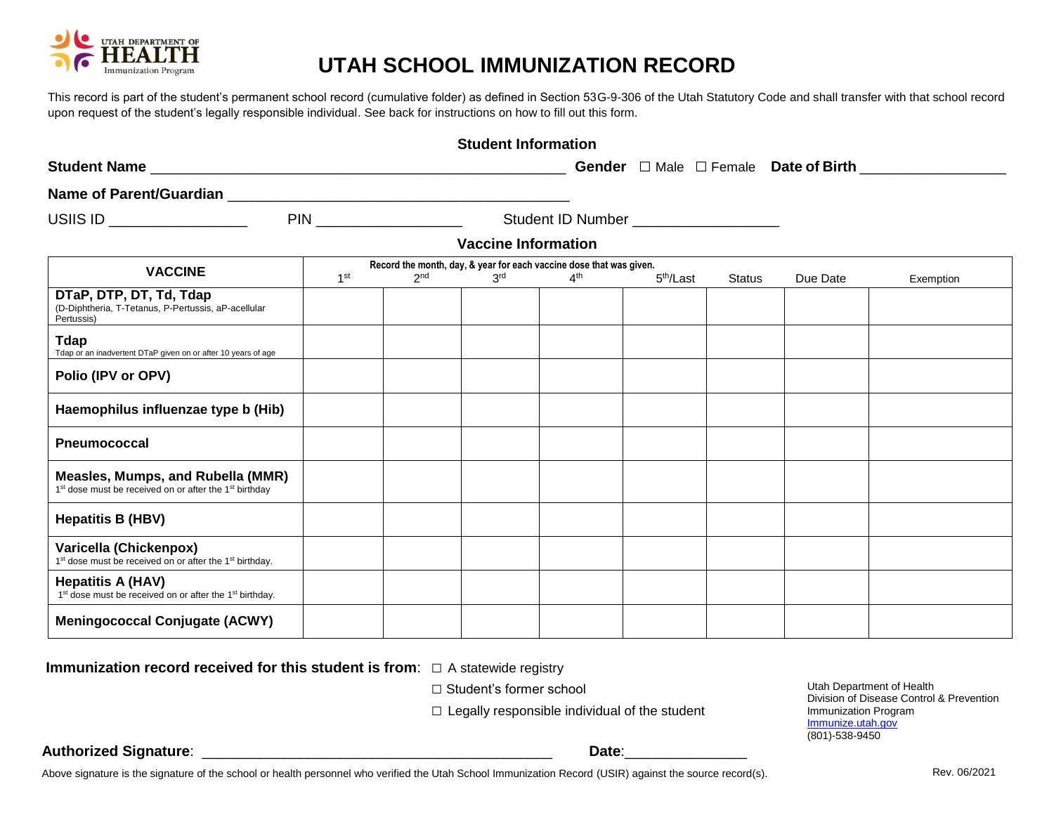UTAH DEPARTMENT OF HEALTH
Immunization Program

# UTAH SCHOOL IMMUNIZATION RECORD

This record is part of the student's permanent school record (cumulative folder) as defined in Section 53G-9-306 of the Utah Statutory Code and shall transfer with that school record upon request of the student's legally responsible individual. See back for instructions on how to fill out this form.

## Student Information

**Student Name** ______________________________ **Gender** ☐ Male ☐ Female **Date of Birth** ________________

**Name of Parent/Guardian** ______________________________

USIIS ID ________________ PIN ________________ Student ID Number ________________

## Vaccine Information

| VACCINE | Record the month, day, & year for each vaccine dose that was given. 1st | 2nd | 3rd | 4th | 5th/Last | Status | Due Date | Exemption |
|---|---|---|---|---|---|---|---|---|
| **DTaP, DTP, DT, Td, Tdap** (D-Diphtheria, T-Tetanus, P-Pertussis, aP-acellular Pertussis) | | | | | | | | |
| **Tdap** Tdap or an inadvertent DTaP given on or after 10 years of age | | | | | | | | |
| **Polio (IPV or OPV)** | | | | | | | | |
| **Haemophilus influenzae type b (Hib)** | | | | | | | | |
| **Pneumococcal** | | | | | | | | |
| **Measles, Mumps, and Rubella (MMR)** 1st dose must be received on or after the 1st birthday | | | | | | | | |
| **Hepatitis B (HBV)** | | | | | | | | |
| **Varicella (Chickenpox)** 1st dose must be received on or after the 1st birthday. | | | | | | | | |
| **Hepatitis A (HAV)** 1st dose must be received on or after the 1st birthday. | | | | | | | | |
| **Meningococcal Conjugate (ACWY)** | | | | | | | | |

**Immunization record received for this student is from**: ☐ A statewide registry

☐ Student's former school

☐ Legally responsible individual of the student

Utah Department of Health
Division of Disease Control & Prevention
Immunization Program
Immunize.utah.gov
(801)-538-9450

**Authorized Signature**: ______________________________ **Date**:______________

Above signature is the signature of the school or health personnel who verified the Utah School Immunization Record (USIR) against the source record(s).

Rev. 06/2021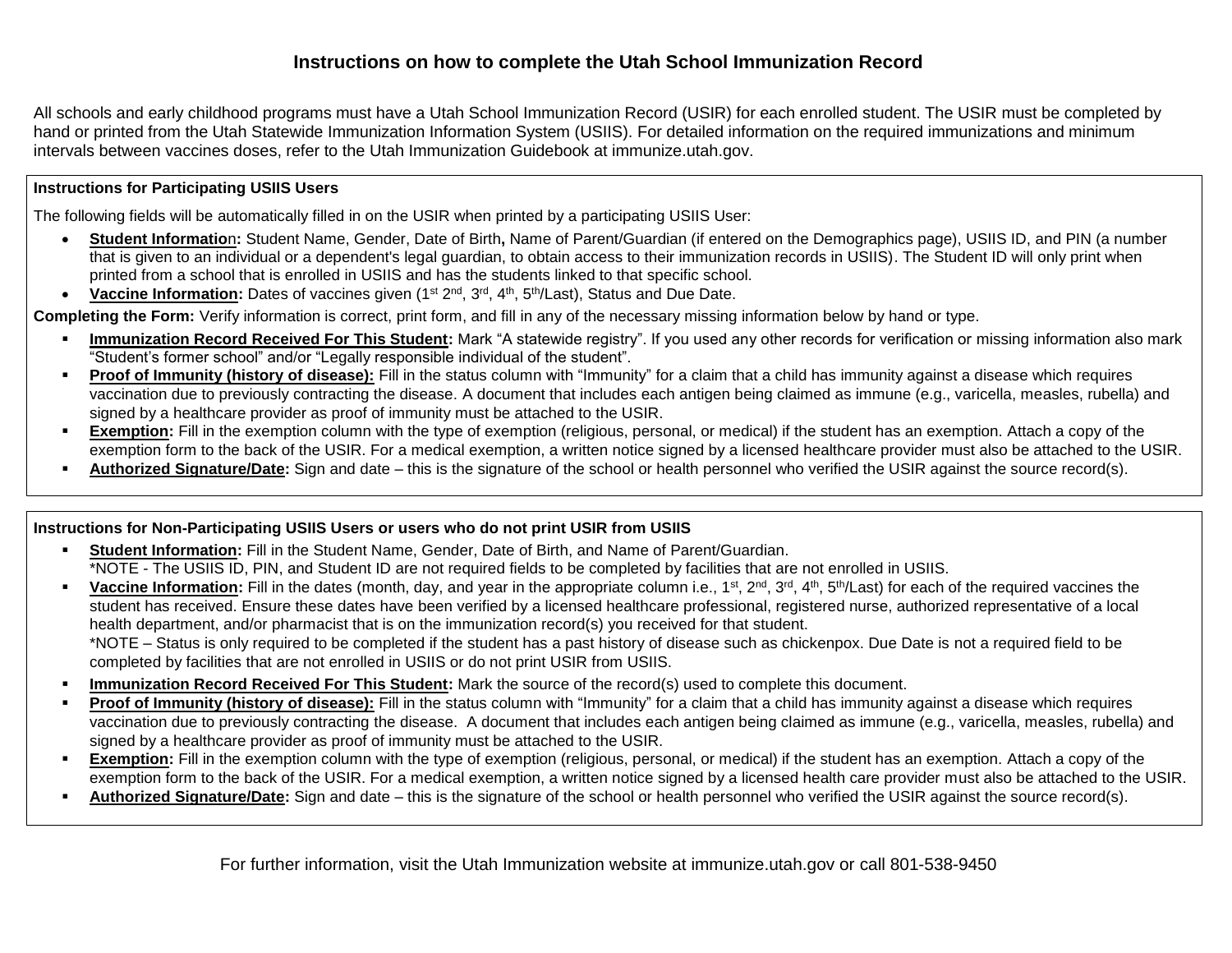## Instructions on how to complete the Utah School Immunization Record

All schools and early childhood programs must have a Utah School Immunization Record (USIR) for each enrolled student. The USIR must be completed by hand or printed from the Utah Statewide Immunization Information System (USIIS). For detailed information on the required immunizations and minimum intervals between vaccines doses, refer to the Utah Immunization Guidebook at immunize.utah.gov.

**Instructions for Participating USIIS Users**

The following fields will be automatically filled in on the USIR when printed by a participating USIIS User:

- **Student Information:** Student Name, Gender, Date of Birth**,** Name of Parent/Guardian (if entered on the Demographics page), USIIS ID, and PIN (a number that is given to an individual or a dependent's legal guardian, to obtain access to their immunization records in USIIS). The Student ID will only print when printed from a school that is enrolled in USIIS and has the students linked to that specific school.
- **Vaccine Information:** Dates of vaccines given (1st 2nd, 3rd, 4th, 5th/Last), Status and Due Date.

**Completing the Form:** Verify information is correct, print form, and fill in any of the necessary missing information below by hand or type.

- **Immunization Record Received For This Student:** Mark "A statewide registry". If you used any other records for verification or missing information also mark "Student's former school" and/or "Legally responsible individual of the student".
- **Proof of Immunity (history of disease):** Fill in the status column with "Immunity" for a claim that a child has immunity against a disease which requires vaccination due to previously contracting the disease. A document that includes each antigen being claimed as immune (e.g., varicella, measles, rubella) and signed by a healthcare provider as proof of immunity must be attached to the USIR.
- **Exemption:** Fill in the exemption column with the type of exemption (religious, personal, or medical) if the student has an exemption. Attach a copy of the exemption form to the back of the USIR. For a medical exemption, a written notice signed by a licensed healthcare provider must also be attached to the USIR.
- **Authorized Signature/Date:** Sign and date – this is the signature of the school or health personnel who verified the USIR against the source record(s).

**Instructions for Non-Participating USIIS Users or users who do not print USIR from USIIS**

- **Student Information:** Fill in the Student Name, Gender, Date of Birth, and Name of Parent/Guardian.
  *NOTE - The USIIS ID, PIN, and Student ID are not required fields to be completed by facilities that are not enrolled in USIIS.
- **Vaccine Information:** Fill in the dates (month, day, and year in the appropriate column i.e., 1st, 2nd, 3rd, 4th, 5th/Last) for each of the required vaccines the student has received. Ensure these dates have been verified by a licensed healthcare professional, registered nurse, authorized representative of a local health department, and/or pharmacist that is on the immunization record(s) you received for that student.
  *NOTE – Status is only required to be completed if the student has a past history of disease such as chickenpox. Due Date is not a required field to be completed by facilities that are not enrolled in USIIS or do not print USIR from USIIS.
- **Immunization Record Received For This Student:** Mark the source of the record(s) used to complete this document.
- **Proof of Immunity (history of disease):** Fill in the status column with "Immunity" for a claim that a child has immunity against a disease which requires vaccination due to previously contracting the disease. A document that includes each antigen being claimed as immune (e.g., varicella, measles, rubella) and signed by a healthcare provider as proof of immunity must be attached to the USIR.
- **Exemption:** Fill in the exemption column with the type of exemption (religious, personal, or medical) if the student has an exemption. Attach a copy of the exemption form to the back of the USIR. For a medical exemption, a written notice signed by a licensed health care provider must also be attached to the USIR.
- **Authorized Signature/Date:** Sign and date – this is the signature of the school or health personnel who verified the USIR against the source record(s).

For further information, visit the Utah Immunization website at immunize.utah.gov or call 801-538-9450